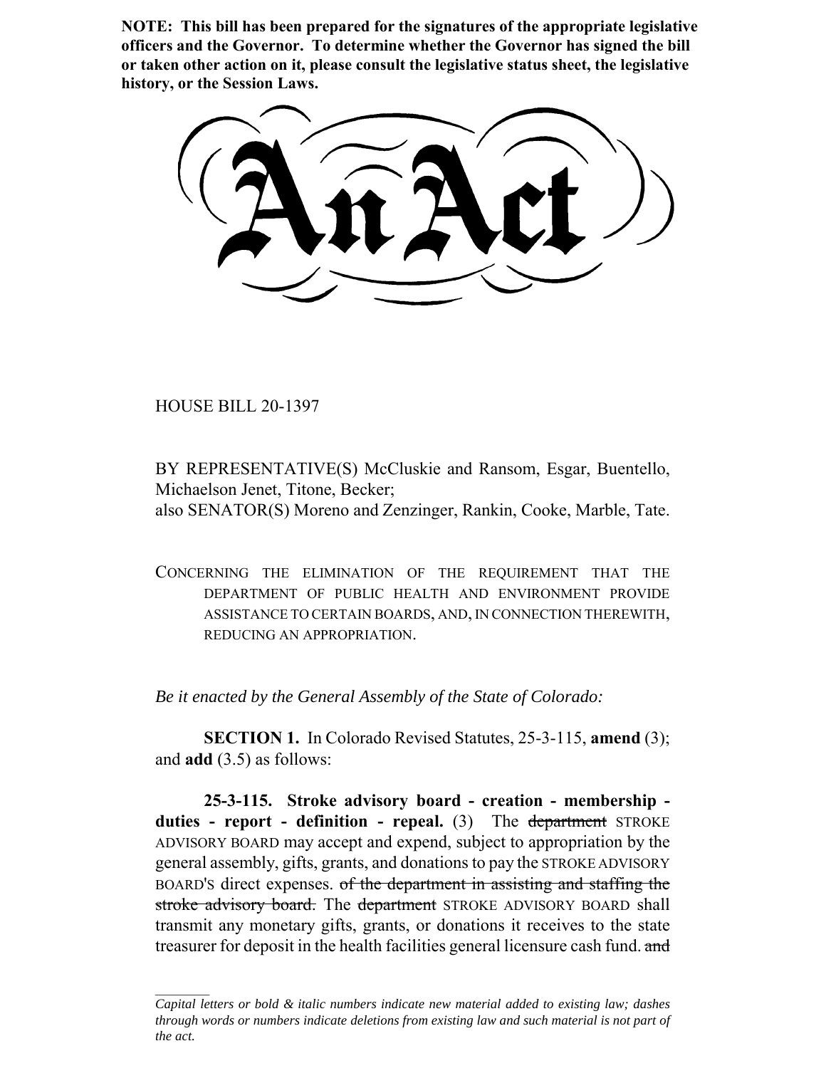**NOTE: This bill has been prepared for the signatures of the appropriate legislative officers and the Governor. To determine whether the Governor has signed the bill or taken other action on it, please consult the legislative status sheet, the legislative history, or the Session Laws.**

# An Act

HOUSE BILL 20-1397

BY REPRESENTATIVE(S) McCluskie and Ransom, Esgar, Buentello, Michaelson Jenet, Titone, Becker;
also SENATOR(S) Moreno and Zenzinger, Rankin, Cooke, Marble, Tate.

CONCERNING THE ELIMINATION OF THE REQUIREMENT THAT THE DEPARTMENT OF PUBLIC HEALTH AND ENVIRONMENT PROVIDE ASSISTANCE TO CERTAIN BOARDS, AND, IN CONNECTION THEREWITH, REDUCING AN APPROPRIATION.

*Be it enacted by the General Assembly of the State of Colorado:*

**SECTION 1.** In Colorado Revised Statutes, 25-3-115, **amend** (3); and **add** (3.5) as follows:

**25-3-115. Stroke advisory board - creation - membership - duties - report - definition - repeal.** (3) The ~~department~~ STROKE ADVISORY BOARD may accept and expend, subject to appropriation by the general assembly, gifts, grants, and donations to pay the STROKE ADVISORY BOARD'S direct expenses. ~~of the department in assisting and staffing the stroke advisory board.~~ The ~~department~~ STROKE ADVISORY BOARD shall transmit any monetary gifts, grants, or donations it receives to the state treasurer for deposit in the health facilities general licensure cash fund. ~~and~~

---

*Capital letters or bold & italic numbers indicate new material added to existing law; dashes through words or numbers indicate deletions from existing law and such material is not part of the act.*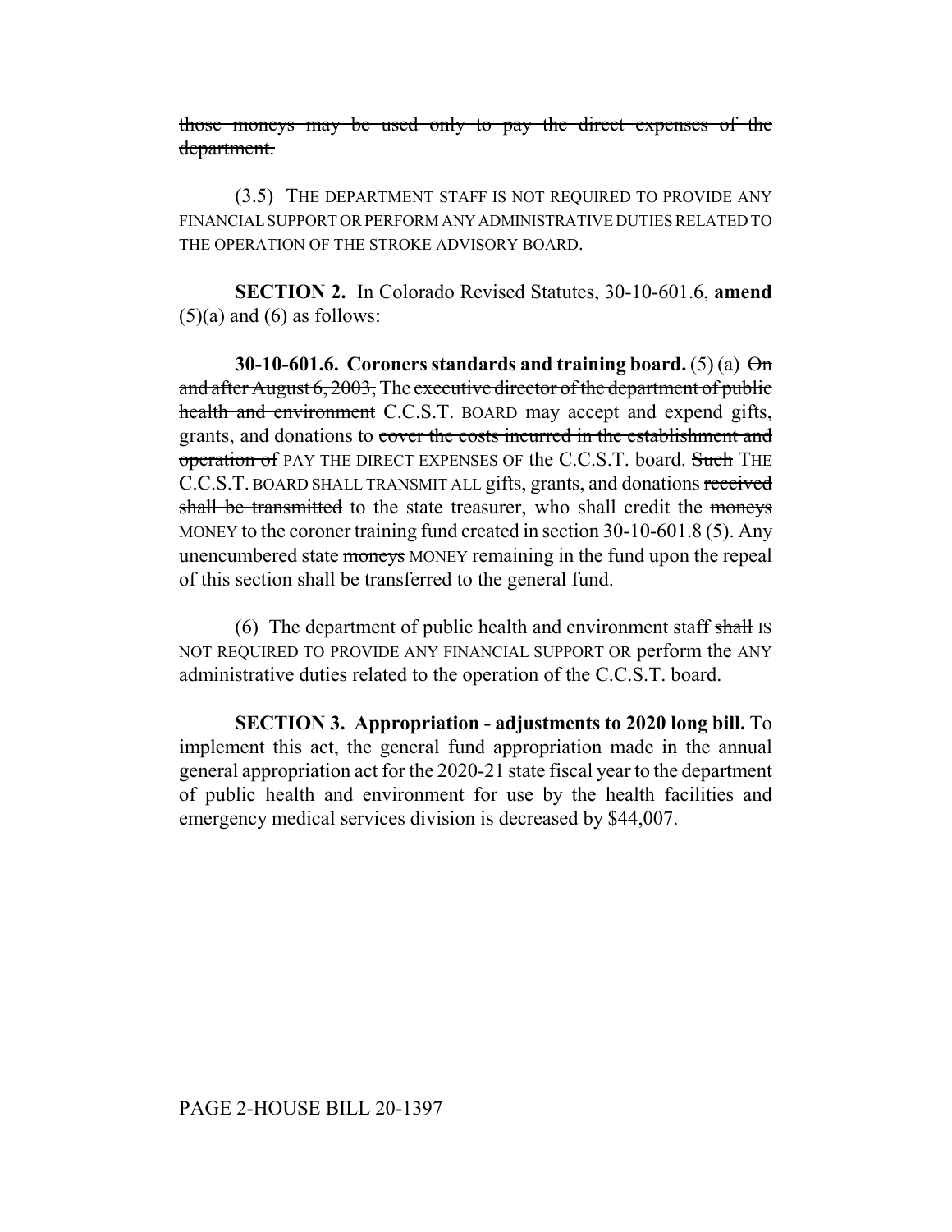~~those moneys may be used only to pay the direct expenses of the department.~~

(3.5) THE DEPARTMENT STAFF IS NOT REQUIRED TO PROVIDE ANY FINANCIAL SUPPORT OR PERFORM ANY ADMINISTRATIVE DUTIES RELATED TO THE OPERATION OF THE STROKE ADVISORY BOARD.

**SECTION 2.** In Colorado Revised Statutes, 30-10-601.6, **amend** (5)(a) and (6) as follows:

**30-10-601.6. Coroners standards and training board.** (5) (a) ~~On and after August 6, 2003,~~ The ~~executive director of the department of public health and environment~~ C.C.S.T. BOARD may accept and expend gifts, grants, and donations to ~~cover the costs incurred in the establishment and operation of~~ PAY THE DIRECT EXPENSES OF the C.C.S.T. board. ~~Such~~ THE C.C.S.T. BOARD SHALL TRANSMIT ALL gifts, grants, and donations ~~received shall be transmitted~~ to the state treasurer, who shall credit the ~~moneys~~ MONEY to the coroner training fund created in section 30-10-601.8 (5). Any unencumbered state ~~moneys~~ MONEY remaining in the fund upon the repeal of this section shall be transferred to the general fund.

(6) The department of public health and environment staff ~~shall~~ IS NOT REQUIRED TO PROVIDE ANY FINANCIAL SUPPORT OR perform ~~the~~ ANY administrative duties related to the operation of the C.C.S.T. board.

**SECTION 3. Appropriation - adjustments to 2020 long bill.** To implement this act, the general fund appropriation made in the annual general appropriation act for the 2020-21 state fiscal year to the department of public health and environment for use by the health facilities and emergency medical services division is decreased by $44,007.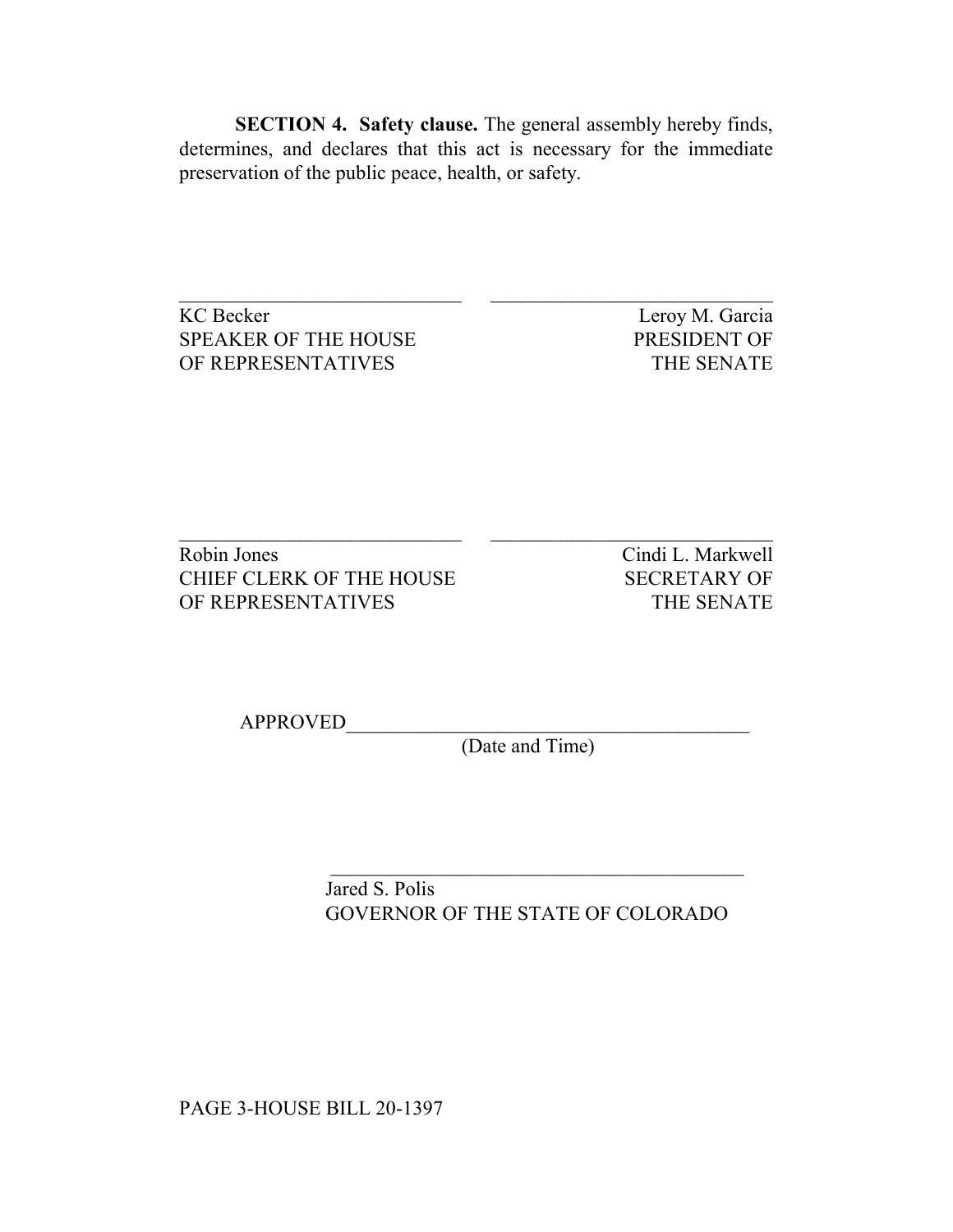**SECTION 4. Safety clause.** The general assembly hereby finds, determines, and declares that this act is necessary for the immediate preservation of the public peace, health, or safety.

\_\_\_\_\_\_\_\_\_\_\_\_\_\_\_\_\_\_\_\_\_\_\_\_\_\_\_\_
KC Becker
SPEAKER OF THE HOUSE
OF REPRESENTATIVES

\_\_\_\_\_\_\_\_\_\_\_\_\_\_\_\_\_\_\_\_\_\_\_\_\_\_\_\_
Leroy M. Garcia
PRESIDENT OF
THE SENATE

\_\_\_\_\_\_\_\_\_\_\_\_\_\_\_\_\_\_\_\_\_\_\_\_\_\_\_\_
Robin Jones
CHIEF CLERK OF THE HOUSE
OF REPRESENTATIVES

\_\_\_\_\_\_\_\_\_\_\_\_\_\_\_\_\_\_\_\_\_\_\_\_\_\_\_\_
Cindi L. Markwell
SECRETARY OF
THE SENATE

APPROVED\_\_\_\_\_\_\_\_\_\_\_\_\_\_\_\_\_\_\_\_\_\_\_\_\_\_\_\_\_\_\_\_\_\_\_\_\_\_\_\_
(Date and Time)

\_\_\_\_\_\_\_\_\_\_\_\_\_\_\_\_\_\_\_\_\_\_\_\_\_\_\_\_\_\_\_\_\_\_\_\_\_\_\_\_\_\_
Jared S. Polis
GOVERNOR OF THE STATE OF COLORADO

PAGE 3-HOUSE BILL 20-1397